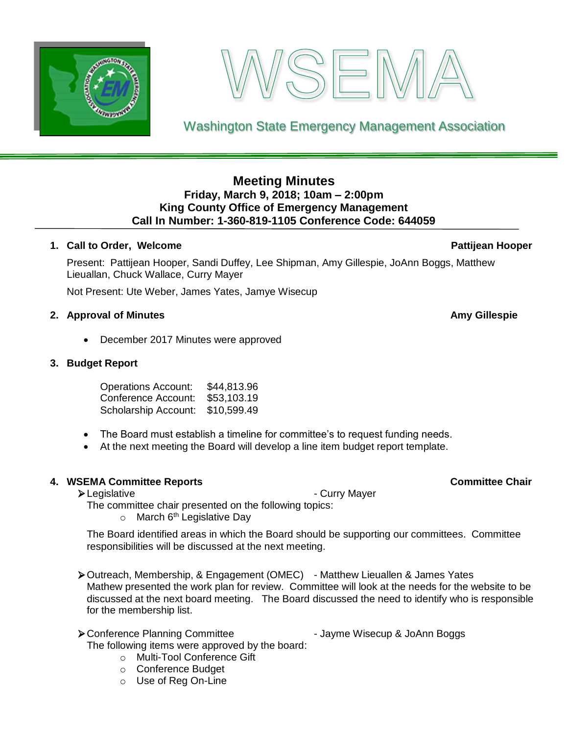# WSEMA

Washington State Emergency Management Association

## Meeting Minutes

**Friday, March 9, 2018; 10am – 2:00pm**
**King County Office of Emergency Management**
**Call In Number: 1-360-819-1105 Conference Code: 644059**

### 1. Call to Order, Welcome — Pattijean Hooper

Present: Pattijean Hooper, Sandi Duffey, Lee Shipman, Amy Gillespie, JoAnn Boggs, Matthew Lieuallan, Chuck Wallace, Curry Mayer

Not Present: Ute Weber, James Yates, Jamye Wisecup

### 2. Approval of Minutes — Amy Gillespie

- December 2017 Minutes were approved

### 3. Budget Report

| | |
|---|---|
| Operations Account: | $44,813.96 |
| Conference Account: | $53,103.19 |
| Scholarship Account: | $10,599.49 |

- The Board must establish a timeline for committee's to request funding needs.
- At the next meeting the Board will develop a line item budget report template.

### 4. WSEMA Committee Reports — Committee Chair

- Legislative - Curry Mayer

  The committee chair presented on the following topics:
  - March 6th Legislative Day

  The Board identified areas in which the Board should be supporting our committees. Committee responsibilities will be discussed at the next meeting.

- Outreach, Membership, & Engagement (OMEC) - Matthew Lieuallen & James Yates

  Mathew presented the work plan for review. Committee will look at the needs for the website to be discussed at the next board meeting. The Board discussed the need to identify who is responsible for the membership list.

- Conference Planning Committee - Jayme Wisecup & JoAnn Boggs

  The following items were approved by the board:
  - Multi-Tool Conference Gift
  - Conference Budget
  - Use of Reg On-Line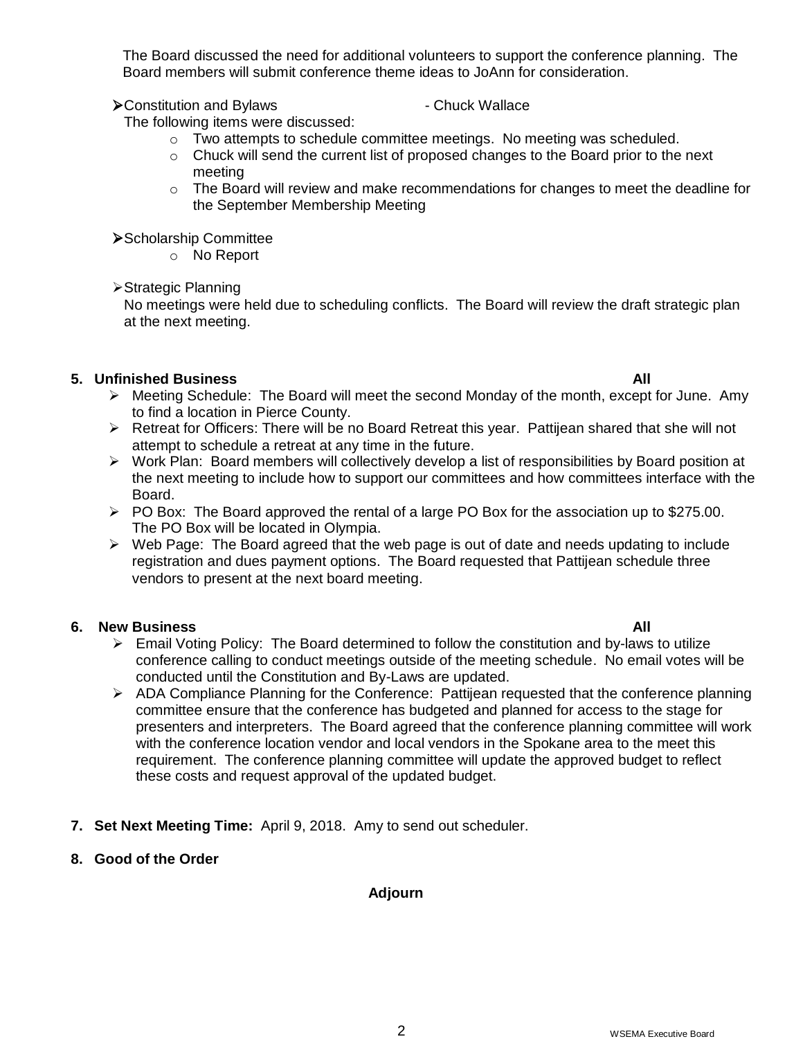The Board discussed the need for additional volunteers to support the conference planning. The Board members will submit conference theme ideas to JoAnn for consideration.

- Constitution and Bylaws - Chuck Wallace

  The following items were discussed:
  - Two attempts to schedule committee meetings. No meeting was scheduled.
  - Chuck will send the current list of proposed changes to the Board prior to the next meeting
  - The Board will review and make recommendations for changes to meet the deadline for the September Membership Meeting

- Scholarship Committee
  - No Report

- Strategic Planning

  No meetings were held due to scheduling conflicts. The Board will review the draft strategic plan at the next meeting.

**5. Unfinished Business** **All**

- Meeting Schedule: The Board will meet the second Monday of the month, except for June. Amy to find a location in Pierce County.
- Retreat for Officers: There will be no Board Retreat this year. Pattijean shared that she will not attempt to schedule a retreat at any time in the future.
- Work Plan: Board members will collectively develop a list of responsibilities by Board position at the next meeting to include how to support our committees and how committees interface with the Board.
- PO Box: The Board approved the rental of a large PO Box for the association up to $275.00. The PO Box will be located in Olympia.
- Web Page: The Board agreed that the web page is out of date and needs updating to include registration and dues payment options. The Board requested that Pattijean schedule three vendors to present at the next board meeting.

**6. New Business** **All**

- Email Voting Policy: The Board determined to follow the constitution and by-laws to utilize conference calling to conduct meetings outside of the meeting schedule. No email votes will be conducted until the Constitution and By-Laws are updated.
- ADA Compliance Planning for the Conference: Pattijean requested that the conference planning committee ensure that the conference has budgeted and planned for access to the stage for presenters and interpreters. The Board agreed that the conference planning committee will work with the conference location vendor and local vendors in the Spokane area to the meet this requirement. The conference planning committee will update the approved budget to reflect these costs and request approval of the updated budget.

**7. Set Next Meeting Time:** April 9, 2018. Amy to send out scheduler.

**8. Good of the Order**

**Adjourn**